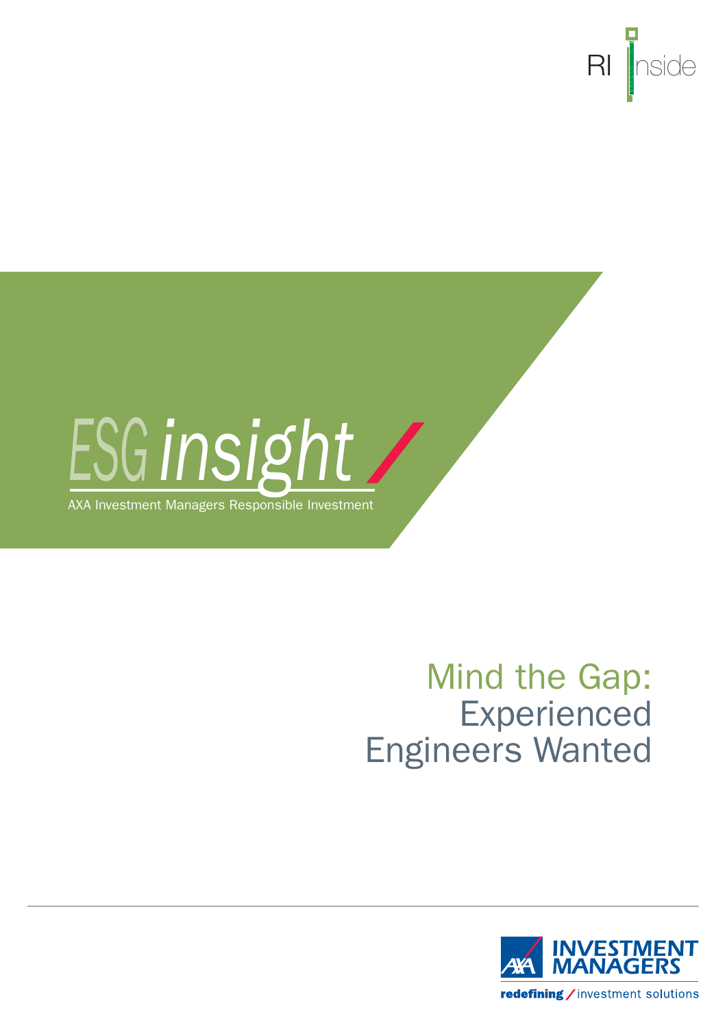RI Inside

ESG insight

AXA Investment Managers Responsible Investment

# Mind the Gap: Experienced Engineers Wanted

AXA INVESTMENT MANAGERS

redefining / investment solutions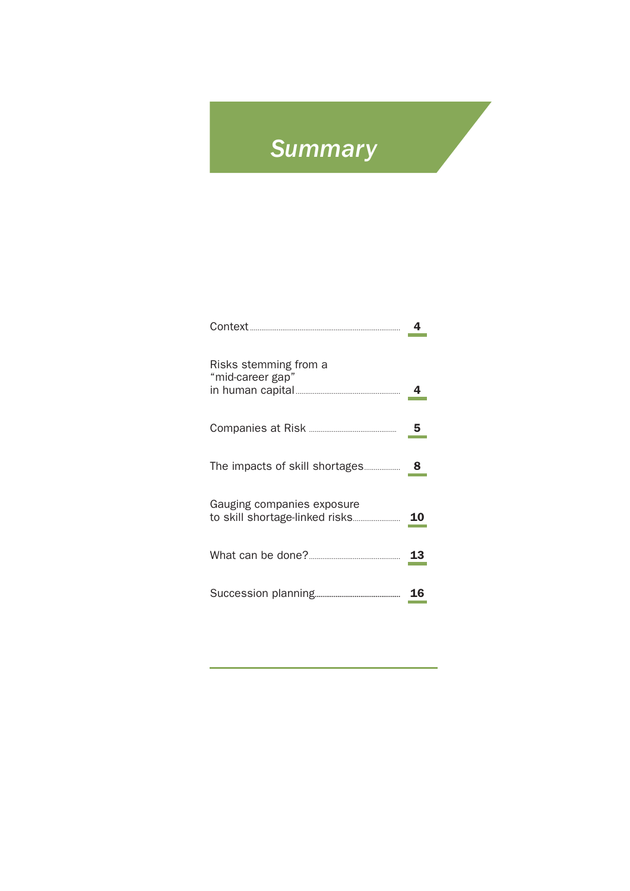# Summary

| | |
|---|---|
| Context | 4 |
| Risks stemming from a "mid-career gap" in human capital | 4 |
| Companies at Risk | 5 |
| The impacts of skill shortages | 8 |
| Gauging companies exposure to skill shortage-linked risks | 10 |
| What can be done? | 13 |
| Succession planning | 16 |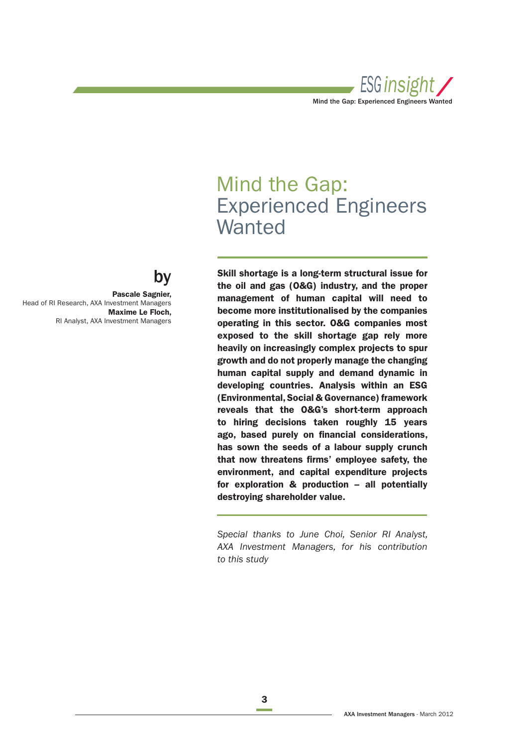# Mind the Gap: Experienced Engineers Wanted

by

**Pascale Sagnier,**
Head of RI Research, AXA Investment Managers
**Maxime Le Floch,**
RI Analyst, AXA Investment Managers

**Skill shortage is a long-term structural issue for the oil and gas (O&G) industry, and the proper management of human capital will need to become more institutionalised by the companies operating in this sector. O&G companies most exposed to the skill shortage gap rely more heavily on increasingly complex projects to spur growth and do not properly manage the changing human capital supply and demand dynamic in developing countries. Analysis within an ESG (Environmental, Social & Governance) framework reveals that the O&G's short-term approach to hiring decisions taken roughly 15 years ago, based purely on financial considerations, has sown the seeds of a labour supply crunch that now threatens firms' employee safety, the environment, and capital expenditure projects for exploration & production – all potentially destroying shareholder value.**

*Special thanks to June Choi, Senior RI Analyst, AXA Investment Managers, for his contribution to this study*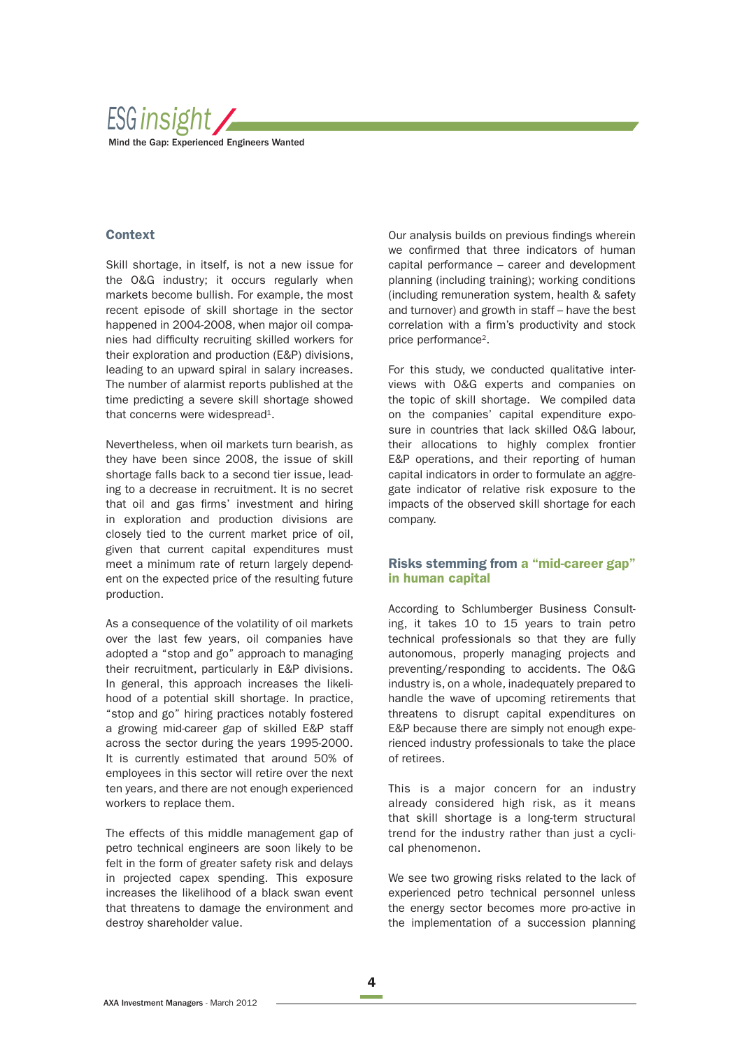## Context

Skill shortage, in itself, is not a new issue for the O&G industry; it occurs regularly when markets become bullish. For example, the most recent episode of skill shortage in the sector happened in 2004-2008, when major oil companies had difficulty recruiting skilled workers for their exploration and production (E&P) divisions, leading to an upward spiral in salary increases. The number of alarmist reports published at the time predicting a severe skill shortage showed that concerns were widespread[1].

Nevertheless, when oil markets turn bearish, as they have been since 2008, the issue of skill shortage falls back to a second tier issue, leading to a decrease in recruitment. It is no secret that oil and gas firms' investment and hiring in exploration and production divisions are closely tied to the current market price of oil, given that current capital expenditures must meet a minimum rate of return largely dependent on the expected price of the resulting future production.

As a consequence of the volatility of oil markets over the last few years, oil companies have adopted a "stop and go" approach to managing their recruitment, particularly in E&P divisions. In general, this approach increases the likelihood of a potential skill shortage. In practice, "stop and go" hiring practices notably fostered a growing mid-career gap of skilled E&P staff across the sector during the years 1995-2000. It is currently estimated that around 50% of employees in this sector will retire over the next ten years, and there are not enough experienced workers to replace them.

The effects of this middle management gap of petro technical engineers are soon likely to be felt in the form of greater safety risk and delays in projected capex spending. This exposure increases the likelihood of a black swan event that threatens to damage the environment and destroy shareholder value.

Our analysis builds on previous findings wherein we confirmed that three indicators of human capital performance – career and development planning (including training); working conditions (including remuneration system, health & safety and turnover) and growth in staff – have the best correlation with a firm's productivity and stock price performance[2].

For this study, we conducted qualitative interviews with O&G experts and companies on the topic of skill shortage. We compiled data on the companies' capital expenditure exposure in countries that lack skilled O&G labour, their allocations to highly complex frontier E&P operations, and their reporting of human capital indicators in order to formulate an aggregate indicator of relative risk exposure to the impacts of the observed skill shortage for each company.

## Risks stemming from a "mid-career gap" in human capital

According to Schlumberger Business Consulting, it takes 10 to 15 years to train petro technical professionals so that they are fully autonomous, properly managing projects and preventing/responding to accidents. The O&G industry is, on a whole, inadequately prepared to handle the wave of upcoming retirements that threatens to disrupt capital expenditures on E&P because there are simply not enough experienced industry professionals to take the place of retirees.

This is a major concern for an industry already considered high risk, as it means that skill shortage is a long-term structural trend for the industry rather than just a cyclical phenomenon.

We see two growing risks related to the lack of experienced petro technical personnel unless the energy sector becomes more pro-active in the implementation of a succession planning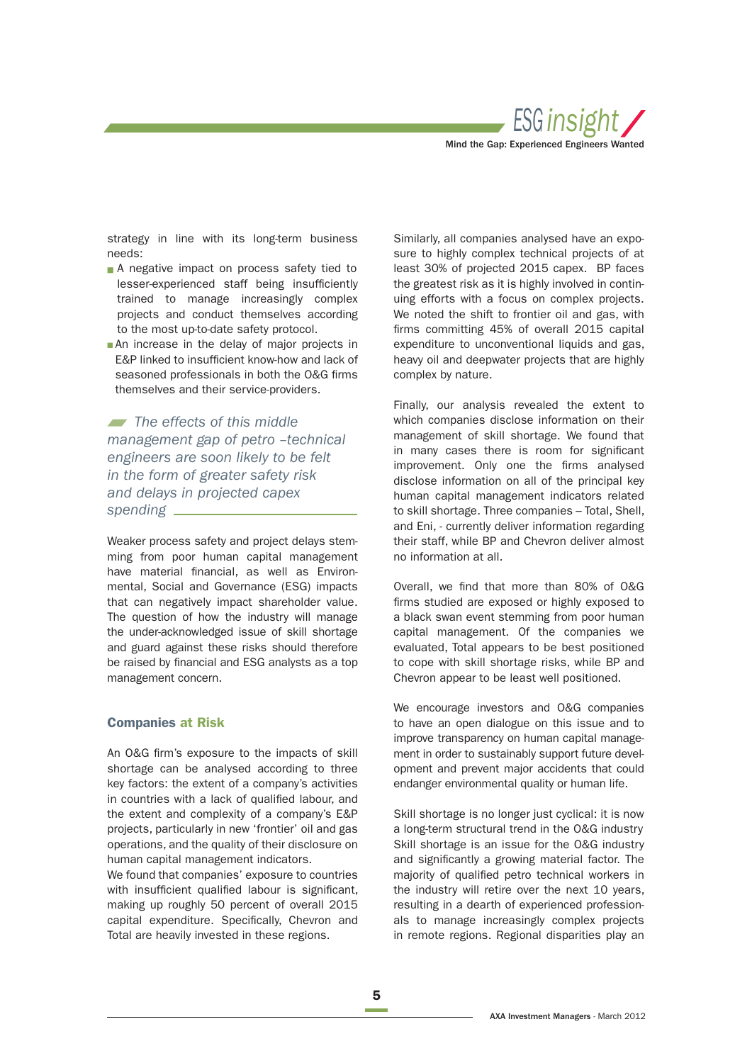strategy in line with its long-term business needs:

- A negative impact on process safety tied to lesser-experienced staff being insufficiently trained to manage increasingly complex projects and conduct themselves according to the most up-to-date safety protocol.
- An increase in the delay of major projects in E&P linked to insufficient know-how and lack of seasoned professionals in both the O&G firms themselves and their service-providers.

> *The effects of this middle management gap of petro –technical engineers are soon likely to be felt in the form of greater safety risk and delays in projected capex spending*

Weaker process safety and project delays stemming from poor human capital management have material financial, as well as Environmental, Social and Governance (ESG) impacts that can negatively impact shareholder value. The question of how the industry will manage the under-acknowledged issue of skill shortage and guard against these risks should therefore be raised by financial and ESG analysts as a top management concern.

### Companies at Risk

An O&G firm's exposure to the impacts of skill shortage can be analysed according to three key factors: the extent of a company's activities in countries with a lack of qualified labour, and the extent and complexity of a company's E&P projects, particularly in new 'frontier' oil and gas operations, and the quality of their disclosure on human capital management indicators.

We found that companies' exposure to countries with insufficient qualified labour is significant, making up roughly 50 percent of overall 2015 capital expenditure. Specifically, Chevron and Total are heavily invested in these regions.

Similarly, all companies analysed have an exposure to highly complex technical projects of at least 30% of projected 2015 capex. BP faces the greatest risk as it is highly involved in continuing efforts with a focus on complex projects. We noted the shift to frontier oil and gas, with firms committing 45% of overall 2015 capital expenditure to unconventional liquids and gas, heavy oil and deepwater projects that are highly complex by nature.

Finally, our analysis revealed the extent to which companies disclose information on their management of skill shortage. We found that in many cases there is room for significant improvement. Only one the firms analysed disclose information on all of the principal key human capital management indicators related to skill shortage. Three companies – Total, Shell, and Eni, - currently deliver information regarding their staff, while BP and Chevron deliver almost no information at all.

Overall, we find that more than 80% of O&G firms studied are exposed or highly exposed to a black swan event stemming from poor human capital management. Of the companies we evaluated, Total appears to be best positioned to cope with skill shortage risks, while BP and Chevron appear to be least well positioned.

We encourage investors and O&G companies to have an open dialogue on this issue and to improve transparency on human capital management in order to sustainably support future development and prevent major accidents that could endanger environmental quality or human life.

Skill shortage is no longer just cyclical: it is now a long-term structural trend in the O&G industry Skill shortage is an issue for the O&G industry and significantly a growing material factor. The majority of qualified petro technical workers in the industry will retire over the next 10 years, resulting in a dearth of experienced professionals to manage increasingly complex projects in remote regions. Regional disparities play an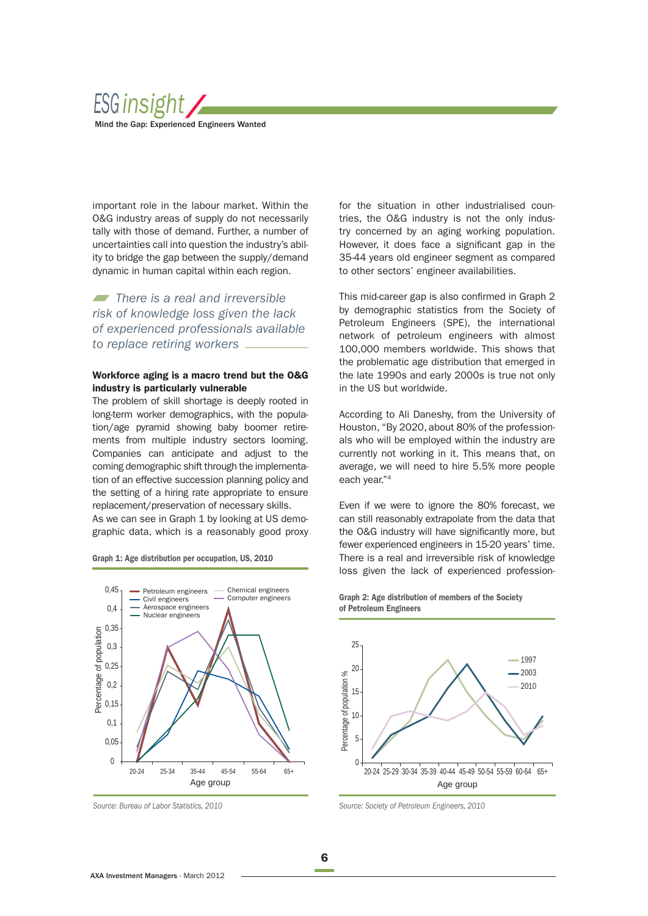important role in the labour market. Within the O&G industry areas of supply do not necessarily tally with those of demand. Further, a number of uncertainties call into question the industry's ability to bridge the gap between the supply/demand dynamic in human capital within each region.

*There is a real and irreversible risk of knowledge loss given the lack of experienced professionals available to replace retiring workers*

**Workforce aging is a macro trend but the O&G industry is particularly vulnerable**

The problem of skill shortage is deeply rooted in long-term worker demographics, with the population/age pyramid showing baby boomer retirements from multiple industry sectors looming. Companies can anticipate and adjust to the coming demographic shift through the implementation of an effective succession planning policy and the setting of a hiring rate appropriate to ensure replacement/preservation of necessary skills.

As we can see in Graph 1 by looking at US demographic data, which is a reasonably good proxy for the situation in other industrialised countries, the O&G industry is not the only industry concerned by an aging working population. However, it does face a significant gap in the 35-44 years old engineer segment as compared to other sectors' engineer availabilities.

**Graph 1: Age distribution per occupation, US, 2010**

*Source: Bureau of Labor Statistics, 2010*

This mid-career gap is also confirmed in Graph 2 by demographic statistics from the Society of Petroleum Engineers (SPE), the international network of petroleum engineers with almost 100,000 members worldwide. This shows that the problematic age distribution that emerged in the late 1990s and early 2000s is true not only in the US but worldwide.

According to Ali Daneshy, from the University of Houston, "By 2020, about 80% of the professionals who will be employed within the industry are currently not working in it. This means that, on average, we will need to hire 5.5% more people each year."[4]

Even if we were to ignore the 80% forecast, we can still reasonably extrapolate from the data that the O&G industry will have significantly more, but fewer experienced engineers in 15-20 years' time. There is a real and irreversible risk of knowledge loss given the lack of experienced profession-

**Graph 2: Age distribution of members of the Society of Petroleum Engineers**

*Source: Society of Petroleum Engineers, 2010*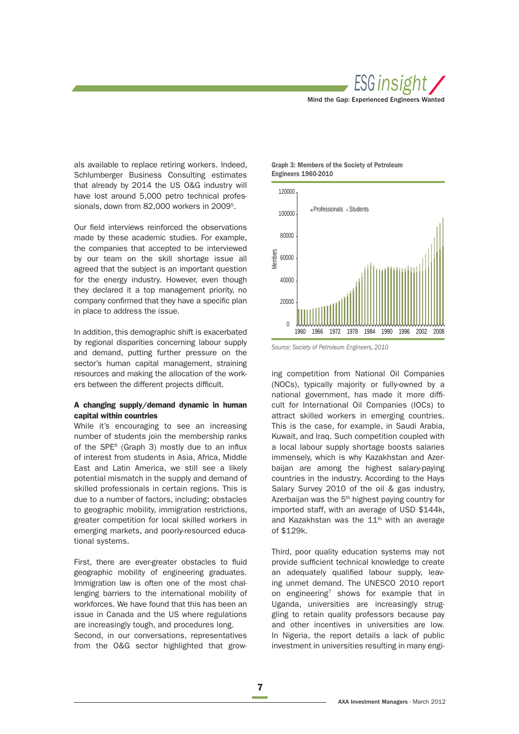als available to replace retiring workers. Indeed, Schlumberger Business Consulting estimates that already by 2014 the US O&G industry will have lost around 5,000 petro technical professionals, down from 82,000 workers in 2009[5].

Our field interviews reinforced the observations made by these academic studies. For example, the companies that accepted to be interviewed by our team on the skill shortage issue all agreed that the subject is an important question for the energy industry. However, even though they declared it a top management priority, no company confirmed that they have a specific plan in place to address the issue.

In addition, this demographic shift is exacerbated by regional disparities concerning labour supply and demand, putting further pressure on the sector's human capital management, straining resources and making the allocation of the workers between the different projects difficult.

**A changing supply/demand dynamic in human capital within countries**

While it's encouraging to see an increasing number of students join the membership ranks of the SPE[6] (Graph 3) mostly due to an influx of interest from students in Asia, Africa, Middle East and Latin America, we still see a likely potential mismatch in the supply and demand of skilled professionals in certain regions. This is due to a number of factors, including; obstacles to geographic mobility, immigration restrictions, greater competition for local skilled workers in emerging markets, and poorly-resourced educational systems.

First, there are ever-greater obstacles to fluid geographic mobility of engineering graduates. Immigration law is often one of the most challenging barriers to the international mobility of workforces. We have found that this has been an issue in Canada and the US where regulations are increasingly tough, and procedures long.

Second, in our conversations, representatives from the O&G sector highlighted that growing competition from National Oil Companies (NOCs), typically majority or fully-owned by a national government, has made it more difficult for International Oil Companies (IOCs) to attract skilled workers in emerging countries. This is the case, for example, in Saudi Arabia, Kuwait, and Iraq. Such competition coupled with a local labour supply shortage boosts salaries immensely, which is why Kazakhstan and Azerbaijan are among the highest salary-paying countries in the industry. According to the Hays Salary Survey 2010 of the oil & gas industry, Azerbaijan was the 5th highest paying country for imported staff, with an average of USD $144k, and Kazakhstan was the 11th with an average of $129k.

Third, poor quality education systems may not provide sufficient technical knowledge to create an adequately qualified labour supply, leaving unmet demand. The UNESCO 2010 report on engineering[7] shows for example that in Uganda, universities are increasingly struggling to retain quality professors because pay and other incentives in universities are low. In Nigeria, the report details a lack of public investment in universities resulting in many engi-

**Graph 3: Members of the Society of Petroleum Engineers 1960-2010**

*Source: Society of Petroleum Engineers, 2010*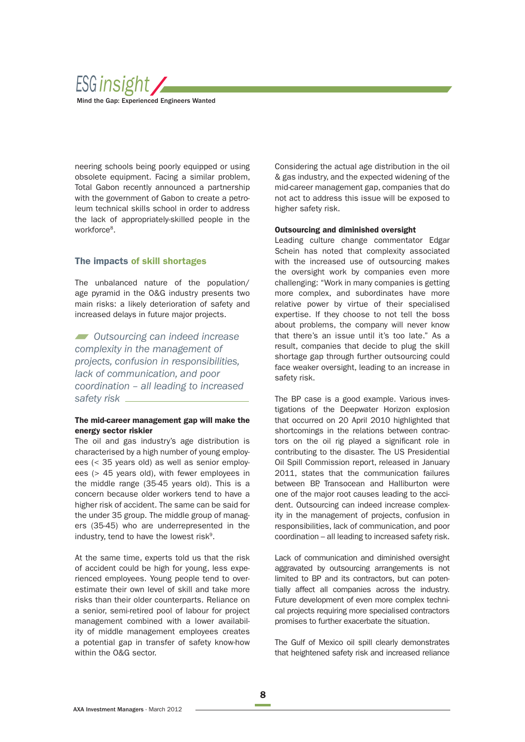neering schools being poorly equipped or using obsolete equipment. Facing a similar problem, Total Gabon recently announced a partnership with the government of Gabon to create a petroleum technical skills school in order to address the lack of appropriately-skilled people in the workforce[8].

## The impacts of skill shortages

The unbalanced nature of the population/age pyramid in the O&G industry presents two main risks: a likely deterioration of safety and increased delays in future major projects.

> *Outsourcing can indeed increase complexity in the management of projects, confusion in responsibilities, lack of communication, and poor coordination – all leading to increased safety risk*

**The mid-career management gap will make the energy sector riskier**

The oil and gas industry's age distribution is characterised by a high number of young employees (< 35 years old) as well as senior employees (> 45 years old), with fewer employees in the middle range (35-45 years old). This is a concern because older workers tend to have a higher risk of accident. The same can be said for the under 35 group. The middle group of managers (35-45) who are underrepresented in the industry, tend to have the lowest risk[9].

At the same time, experts told us that the risk of accident could be high for young, less experienced employees. Young people tend to overestimate their own level of skill and take more risks than their older counterparts. Reliance on a senior, semi-retired pool of labour for project management combined with a lower availability of middle management employees creates a potential gap in transfer of safety know-how within the O&G sector.

Considering the actual age distribution in the oil & gas industry, and the expected widening of the mid-career management gap, companies that do not act to address this issue will be exposed to higher safety risk.

**Outsourcing and diminished oversight**

Leading culture change commentator Edgar Schein has noted that complexity associated with the increased use of outsourcing makes the oversight work by companies even more challenging: "Work in many companies is getting more complex, and subordinates have more relative power by virtue of their specialised expertise. If they choose to not tell the boss about problems, the company will never know that there's an issue until it's too late." As a result, companies that decide to plug the skill shortage gap through further outsourcing could face weaker oversight, leading to an increase in safety risk.

The BP case is a good example. Various investigations of the Deepwater Horizon explosion that occurred on 20 April 2010 highlighted that shortcomings in the relations between contractors on the oil rig played a significant role in contributing to the disaster. The US Presidential Oil Spill Commission report, released in January 2011, states that the communication failures between BP, Transocean and Halliburton were one of the major root causes leading to the accident. Outsourcing can indeed increase complexity in the management of projects, confusion in responsibilities, lack of communication, and poor coordination – all leading to increased safety risk.

Lack of communication and diminished oversight aggravated by outsourcing arrangements is not limited to BP and its contractors, but can potentially affect all companies across the industry. Future development of even more complex technical projects requiring more specialised contractors promises to further exacerbate the situation.

The Gulf of Mexico oil spill clearly demonstrates that heightened safety risk and increased reliance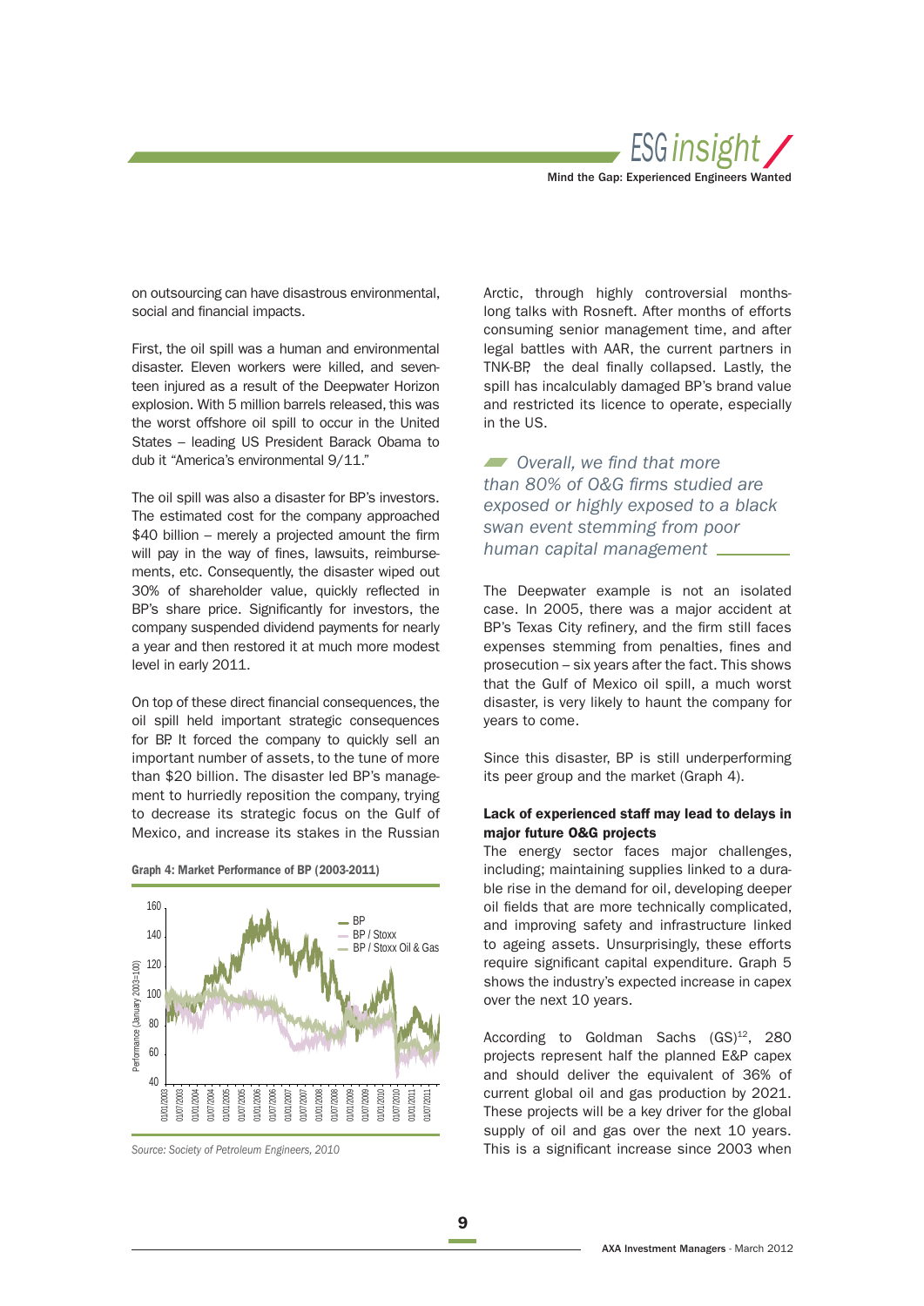on outsourcing can have disastrous environmental, social and financial impacts.

First, the oil spill was a human and environmental disaster. Eleven workers were killed, and seventeen injured as a result of the Deepwater Horizon explosion. With 5 million barrels released, this was the worst offshore oil spill to occur in the United States – leading US President Barack Obama to dub it "America's environmental 9/11."

The oil spill was also a disaster for BP's investors. The estimated cost for the company approached $40 billion – merely a projected amount the firm will pay in the way of fines, lawsuits, reimbursements, etc. Consequently, the disaster wiped out 30% of shareholder value, quickly reflected in BP's share price. Significantly for investors, the company suspended dividend payments for nearly a year and then restored it at much more modest level in early 2011.

On top of these direct financial consequences, the oil spill held important strategic consequences for BP. It forced the company to quickly sell an important number of assets, to the tune of more than $20 billion. The disaster led BP's management to hurriedly reposition the company, trying to decrease its strategic focus on the Gulf of Mexico, and increase its stakes in the Russian

**Graph 4: Market Performance of BP (2003-2011)**

*Source: Society of Petroleum Engineers, 2010*

Arctic, through highly controversial months-long talks with Rosneft. After months of efforts consuming senior management time, and after legal battles with AAR, the current partners in TNK-BP, the deal finally collapsed. Lastly, the spill has incalculably damaged BP's brand value and restricted its licence to operate, especially in the US.

*Overall, we find that more than 80% of O&G firms studied are exposed or highly exposed to a black swan event stemming from poor human capital management*

The Deepwater example is not an isolated case. In 2005, there was a major accident at BP's Texas City refinery, and the firm still faces expenses stemming from penalties, fines and prosecution – six years after the fact. This shows that the Gulf of Mexico oil spill, a much worst disaster, is very likely to haunt the company for years to come.

Since this disaster, BP is still underperforming its peer group and the market (Graph 4).

**Lack of experienced staff may lead to delays in major future O&G projects**

The energy sector faces major challenges, including; maintaining supplies linked to a durable rise in the demand for oil, developing deeper oil fields that are more technically complicated, and improving safety and infrastructure linked to ageing assets. Unsurprisingly, these efforts require significant capital expenditure. Graph 5 shows the industry's expected increase in capex over the next 10 years.

According to Goldman Sachs (GS)[12], 280 projects represent half the planned E&P capex and should deliver the equivalent of 36% of current global oil and gas production by 2021. These projects will be a key driver for the global supply of oil and gas over the next 10 years. This is a significant increase since 2003 when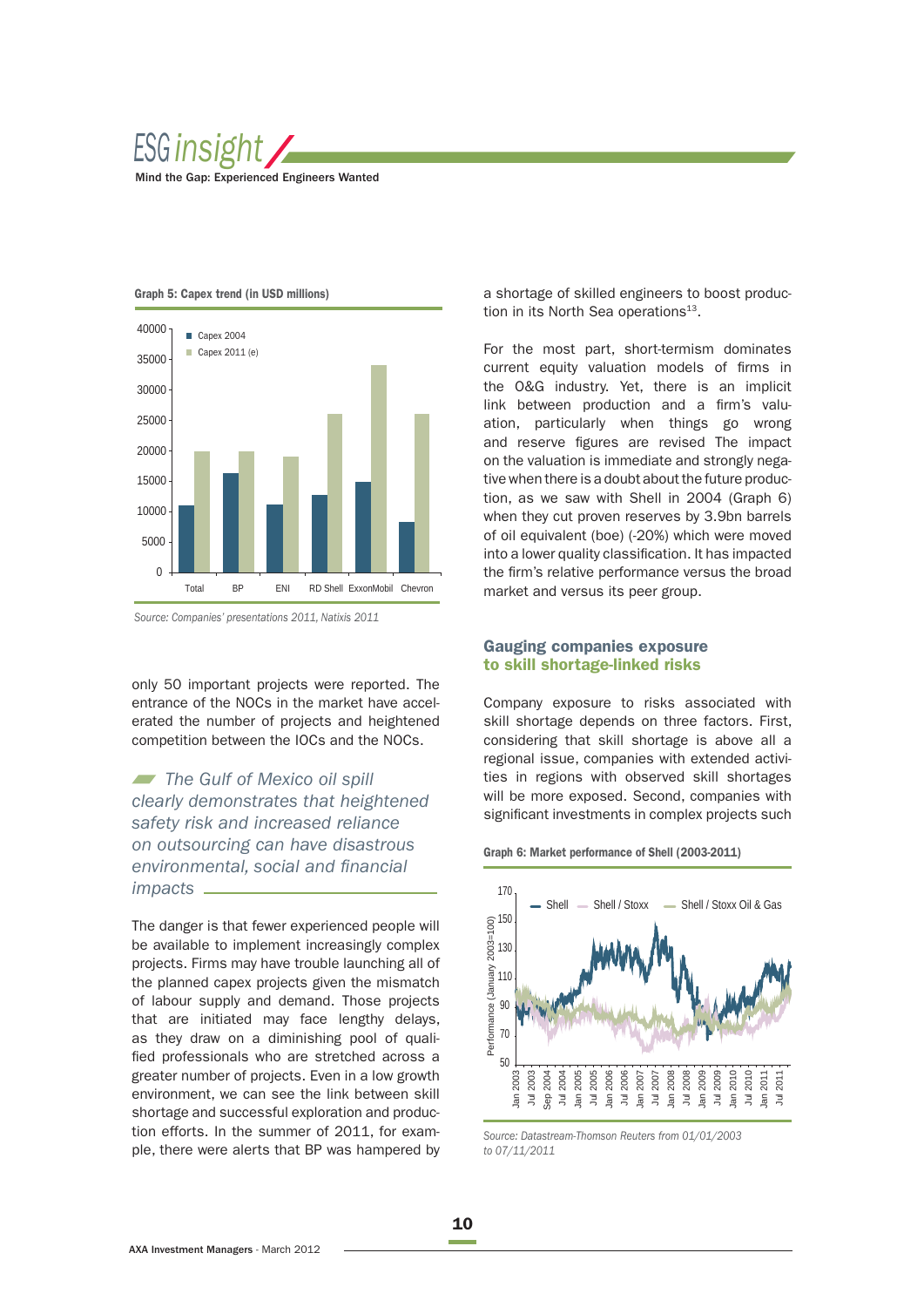**Graph 5: Capex trend (in USD millions)**

Source: Companies' presentations 2011, Natixis 2011

only 50 important projects were reported. The entrance of the NOCs in the market have accelerated the number of projects and heightened competition between the IOCs and the NOCs.

> *The Gulf of Mexico oil spill clearly demonstrates that heightened safety risk and increased reliance on outsourcing can have disastrous environmental, social and financial impacts*

The danger is that fewer experienced people will be available to implement increasingly complex projects. Firms may have trouble launching all of the planned capex projects given the mismatch of labour supply and demand. Those projects that are initiated may face lengthy delays, as they draw on a diminishing pool of qualified professionals who are stretched across a greater number of projects. Even in a low growth environment, we can see the link between skill shortage and successful exploration and production efforts. In the summer of 2011, for example, there were alerts that BP was hampered by a shortage of skilled engineers to boost production in its North Sea operations[13].

For the most part, short-termism dominates current equity valuation models of firms in the O&G industry. Yet, there is an implicit link between production and a firm's valuation, particularly when things go wrong and reserve figures are revised The impact on the valuation is immediate and strongly negative when there is a doubt about the future production, as we saw with Shell in 2004 (Graph 6) when they cut proven reserves by 3.9bn barrels of oil equivalent (boe) (-20%) which were moved into a lower quality classification. It has impacted the firm's relative performance versus the broad market and versus its peer group.

## Gauging companies exposure to skill shortage-linked risks

Company exposure to risks associated with skill shortage depends on three factors. First, considering that skill shortage is above all a regional issue, companies with extended activities in regions with observed skill shortages will be more exposed. Second, companies with significant investments in complex projects such

**Graph 6: Market performance of Shell (2003-2011)**

Source: Datastream-Thomson Reuters from 01/01/2003 to 07/11/2011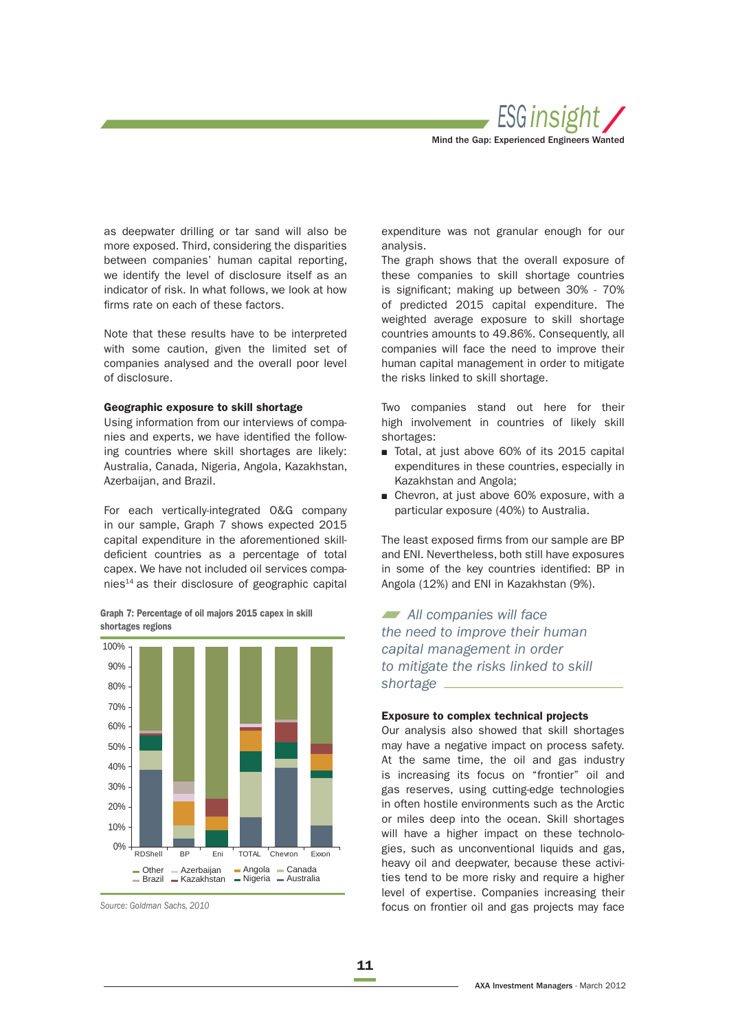as deepwater drilling or tar sand will also be more exposed. Third, considering the disparities between companies' human capital reporting, we identify the level of disclosure itself as an indicator of risk. In what follows, we look at how firms rate on each of these factors.

Note that these results have to be interpreted with some caution, given the limited set of companies analysed and the overall poor level of disclosure.

**Geographic exposure to skill shortage**

Using information from our interviews of companies and experts, we have identified the following countries where skill shortages are likely: Australia, Canada, Nigeria, Angola, Kazakhstan, Azerbaijan, and Brazil.

For each vertically-integrated O&G company in our sample, Graph 7 shows expected 2015 capital expenditure in the aforementioned skill-deficient countries as a percentage of total capex. We have not included oil services companies[14] as their disclosure of geographic capital expenditure was not granular enough for our analysis.

**Graph 7: Percentage of oil majors 2015 capex in skill shortages regions**

*Source: Goldman Sachs, 2010*

The graph shows that the overall exposure of these companies to skill shortage countries is significant; making up between 30% - 70% of predicted 2015 capital expenditure. The weighted average exposure to skill shortage countries amounts to 49.86%. Consequently, all companies will face the need to improve their human capital management in order to mitigate the risks linked to skill shortage.

Two companies stand out here for their high involvement in countries of likely skill shortages:

- Total, at just above 60% of its 2015 capital expenditures in these countries, especially in Kazakhstan and Angola;
- Chevron, at just above 60% exposure, with a particular exposure (40%) to Australia.

The least exposed firms from our sample are BP and ENI. Nevertheless, both still have exposures in some of the key countries identified: BP in Angola (12%) and ENI in Kazakhstan (9%).

*All companies will face the need to improve their human capital management in order to mitigate the risks linked to skill shortage*

**Exposure to complex technical projects**

Our analysis also showed that skill shortages may have a negative impact on process safety. At the same time, the oil and gas industry is increasing its focus on "frontier" oil and gas reserves, using cutting-edge technologies in often hostile environments such as the Arctic or miles deep into the ocean. Skill shortages will have a higher impact on these technologies, such as unconventional liquids and gas, heavy oil and deepwater, because these activities tend to be more risky and require a higher level of expertise. Companies increasing their focus on frontier oil and gas projects may face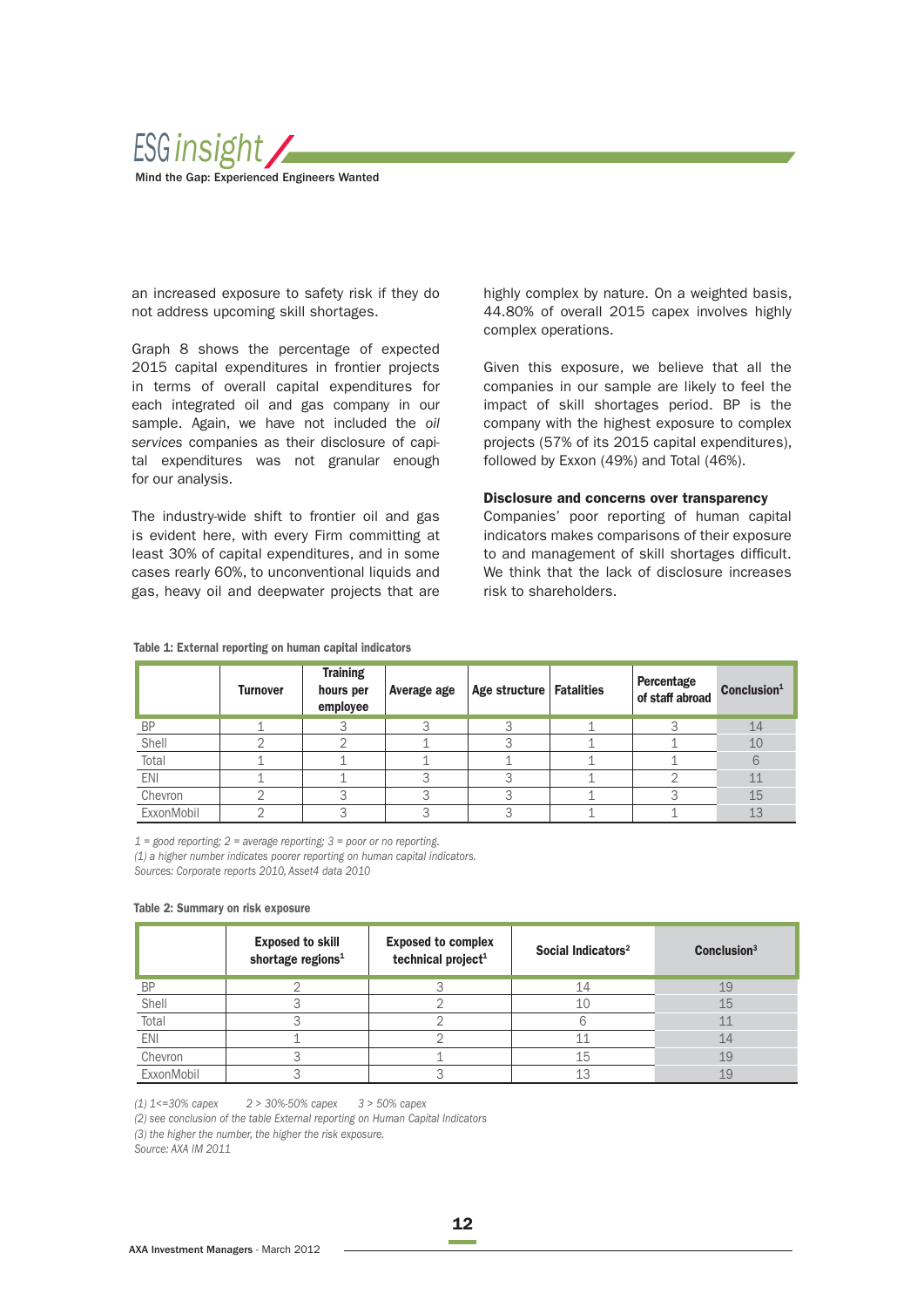an increased exposure to safety risk if they do not address upcoming skill shortages.

Graph 8 shows the percentage of expected 2015 capital expenditures in frontier projects in terms of overall capital expenditures for each integrated oil and gas company in our sample. Again, we have not included the *oil services* companies as their disclosure of capital expenditures was not granular enough for our analysis.

The industry-wide shift to frontier oil and gas is evident here, with every Firm committing at least 30% of capital expenditures, and in some cases rearly 60%, to unconventional liquids and gas, heavy oil and deepwater projects that are highly complex by nature. On a weighted basis, 44.80% of overall 2015 capex involves highly complex operations.

Given this exposure, we believe that all the companies in our sample are likely to feel the impact of skill shortages period. BP is the company with the highest exposure to complex projects (57% of its 2015 capital expenditures), followed by Exxon (49%) and Total (46%).

**Disclosure and concerns over transparency**

Companies' poor reporting of human capital indicators makes comparisons of their exposure to and management of skill shortages difficult. We think that the lack of disclosure increases risk to shareholders.

**Table 1: External reporting on human capital indicators**

| | Turnover | Training hours per employee | Average age | Age structure | Fatalities | Percentage of staff abroad | Conclusion[1] |
|---|---|---|---|---|---|---|---|
| BP | 1 | 3 | 3 | 3 | 1 | 3 | 14 |
| Shell | 2 | 2 | 1 | 3 | 1 | 1 | 10 |
| Total | 1 | 1 | 1 | 1 | 1 | 1 | 6 |
| ENI | 1 | 1 | 3 | 3 | 1 | 2 | 11 |
| Chevron | 2 | 3 | 3 | 3 | 1 | 3 | 15 |
| ExxonMobil | 2 | 3 | 3 | 3 | 1 | 1 | 13 |

*1 = good reporting; 2 = average reporting; 3 = poor or no reporting.*
*(1) a higher number indicates poorer reporting on human capital indicators.*
*Sources: Corporate reports 2010, Asset4 data 2010*

**Table 2: Summary on risk exposure**

| | Exposed to skill shortage regions[1] | Exposed to complex technical project[1] | Social Indicators[2] | Conclusion[3] |
|---|---|---|---|---|
| BP | 2 | 3 | 14 | 19 |
| Shell | 3 | 2 | 10 | 15 |
| Total | 3 | 2 | 6 | 11 |
| ENI | 1 | 2 | 11 | 14 |
| Chevron | 3 | 1 | 15 | 19 |
| ExxonMobil | 3 | 3 | 13 | 19 |

*(1) 1<=30% capex 2 > 30%-50% capex 3 > 50% capex*
*(2) see conclusion of the table External reporting on Human Capital Indicators*
*(3) the higher the number, the higher the risk exposure.*
*Source: AXA IM 2011*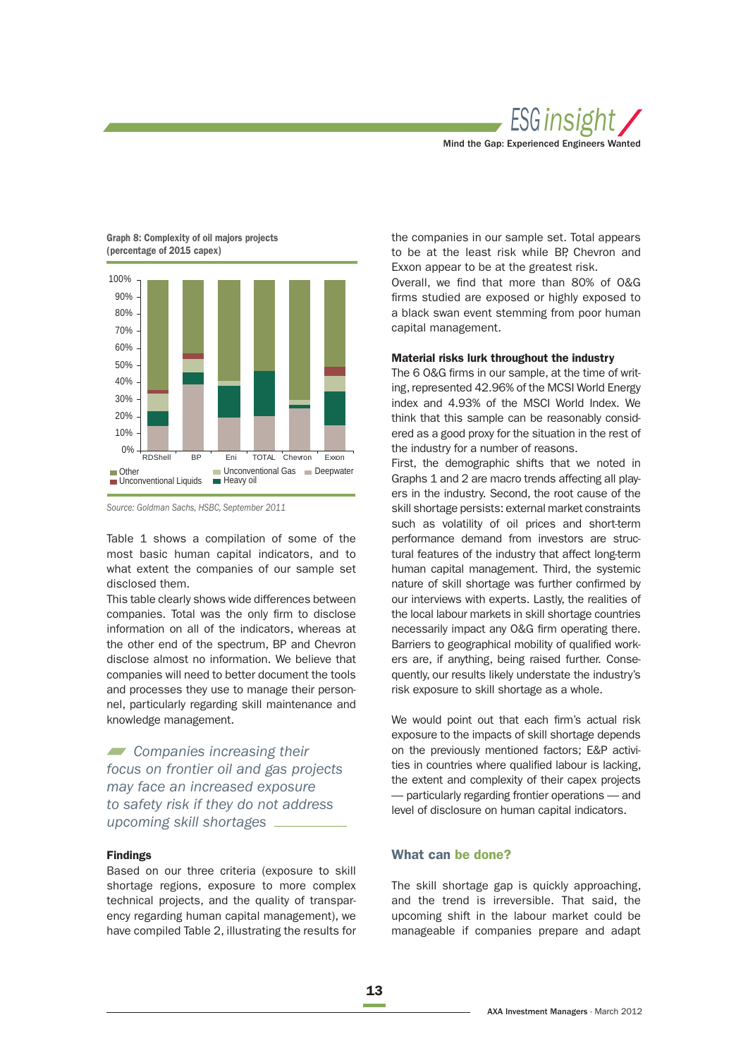**Graph 8: Complexity of oil majors projects (percentage of 2015 capex)**

Source: Goldman Sachs, HSBC, September 2011

Table 1 shows a compilation of some of the most basic human capital indicators, and to what extent the companies of our sample set disclosed them.

This table clearly shows wide differences between companies. Total was the only firm to disclose information on all of the indicators, whereas at the other end of the spectrum, BP and Chevron disclose almost no information. We believe that companies will need to better document the tools and processes they use to manage their personnel, particularly regarding skill maintenance and knowledge management.

*Companies increasing their focus on frontier oil and gas projects may face an increased exposure to safety risk if they do not address upcoming skill shortages*

**Findings**

Based on our three criteria (exposure to skill shortage regions, exposure to more complex technical projects, and the quality of transparency regarding human capital management), we have compiled Table 2, illustrating the results for the companies in our sample set. Total appears to be at the least risk while BP, Chevron and Exxon appear to be at the greatest risk.

Overall, we find that more than 80% of O&G firms studied are exposed or highly exposed to a black swan event stemming from poor human capital management.

**Material risks lurk throughout the industry**

The 6 O&G firms in our sample, at the time of writing, represented 42.96% of the MCSI World Energy index and 4.93% of the MSCI World Index. We think that this sample can be reasonably considered as a good proxy for the situation in the rest of the industry for a number of reasons.

First, the demographic shifts that we noted in Graphs 1 and 2 are macro trends affecting all players in the industry. Second, the root cause of the skill shortage persists: external market constraints such as volatility of oil prices and short-term performance demand from investors are structural features of the industry that affect long-term human capital management. Third, the systemic nature of skill shortage was further confirmed by our interviews with experts. Lastly, the realities of the local labour markets in skill shortage countries necessarily impact any O&G firm operating there. Barriers to geographical mobility of qualified workers are, if anything, being raised further. Consequently, our results likely understate the industry's risk exposure to skill shortage as a whole.

We would point out that each firm's actual risk exposure to the impacts of skill shortage depends on the previously mentioned factors; E&P activities in countries where qualified labour is lacking, the extent and complexity of their capex projects — particularly regarding frontier operations — and level of disclosure on human capital indicators.

## What can be done?

The skill shortage gap is quickly approaching, and the trend is irreversible. That said, the upcoming shift in the labour market could be manageable if companies prepare and adapt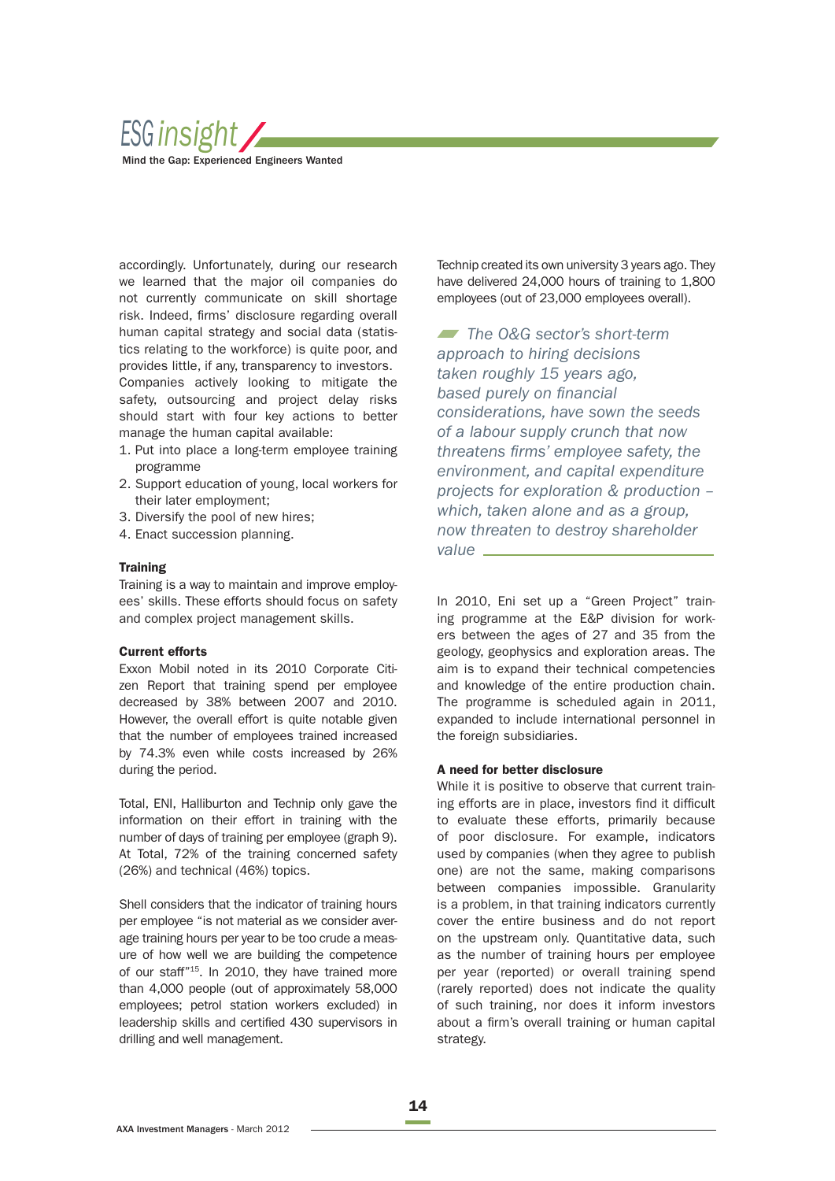accordingly. Unfortunately, during our research we learned that the major oil companies do not currently communicate on skill shortage risk. Indeed, firms' disclosure regarding overall human capital strategy and social data (statistics relating to the workforce) is quite poor, and provides little, if any, transparency to investors. Companies actively looking to mitigate the safety, outsourcing and project delay risks should start with four key actions to better manage the human capital available:

1. Put into place a long-term employee training programme
2. Support education of young, local workers for their later employment;
3. Diversify the pool of new hires;
4. Enact succession planning.

#### Training

Training is a way to maintain and improve employees' skills. These efforts should focus on safety and complex project management skills.

#### Current efforts

Exxon Mobil noted in its 2010 Corporate Citizen Report that training spend per employee decreased by 38% between 2007 and 2010. However, the overall effort is quite notable given that the number of employees trained increased by 74.3% even while costs increased by 26% during the period.

Total, ENI, Halliburton and Technip only gave the information on their effort in training with the number of days of training per employee (graph 9). At Total, 72% of the training concerned safety (26%) and technical (46%) topics.

Shell considers that the indicator of training hours per employee "is not material as we consider average training hours per year to be too crude a measure of how well we are building the competence of our staff"[15]. In 2010, they have trained more than 4,000 people (out of approximately 58,000 employees; petrol station workers excluded) in leadership skills and certified 430 supervisors in drilling and well management.

Technip created its own university 3 years ago. They have delivered 24,000 hours of training to 1,800 employees (out of 23,000 employees overall).

> *The O&G sector's short-term approach to hiring decisions taken roughly 15 years ago, based purely on financial considerations, have sown the seeds of a labour supply crunch that now threatens firms' employee safety, the environment, and capital expenditure projects for exploration & production – which, taken alone and as a group, now threaten to destroy shareholder value*

In 2010, Eni set up a "Green Project" training programme at the E&P division for workers between the ages of 27 and 35 from the geology, geophysics and exploration areas. The aim is to expand their technical competencies and knowledge of the entire production chain. The programme is scheduled again in 2011, expanded to include international personnel in the foreign subsidiaries.

#### A need for better disclosure

While it is positive to observe that current training efforts are in place, investors find it difficult to evaluate these efforts, primarily because of poor disclosure. For example, indicators used by companies (when they agree to publish one) are not the same, making comparisons between companies impossible. Granularity is a problem, in that training indicators currently cover the entire business and do not report on the upstream only. Quantitative data, such as the number of training hours per employee per year (reported) or overall training spend (rarely reported) does not indicate the quality of such training, nor does it inform investors about a firm's overall training or human capital strategy.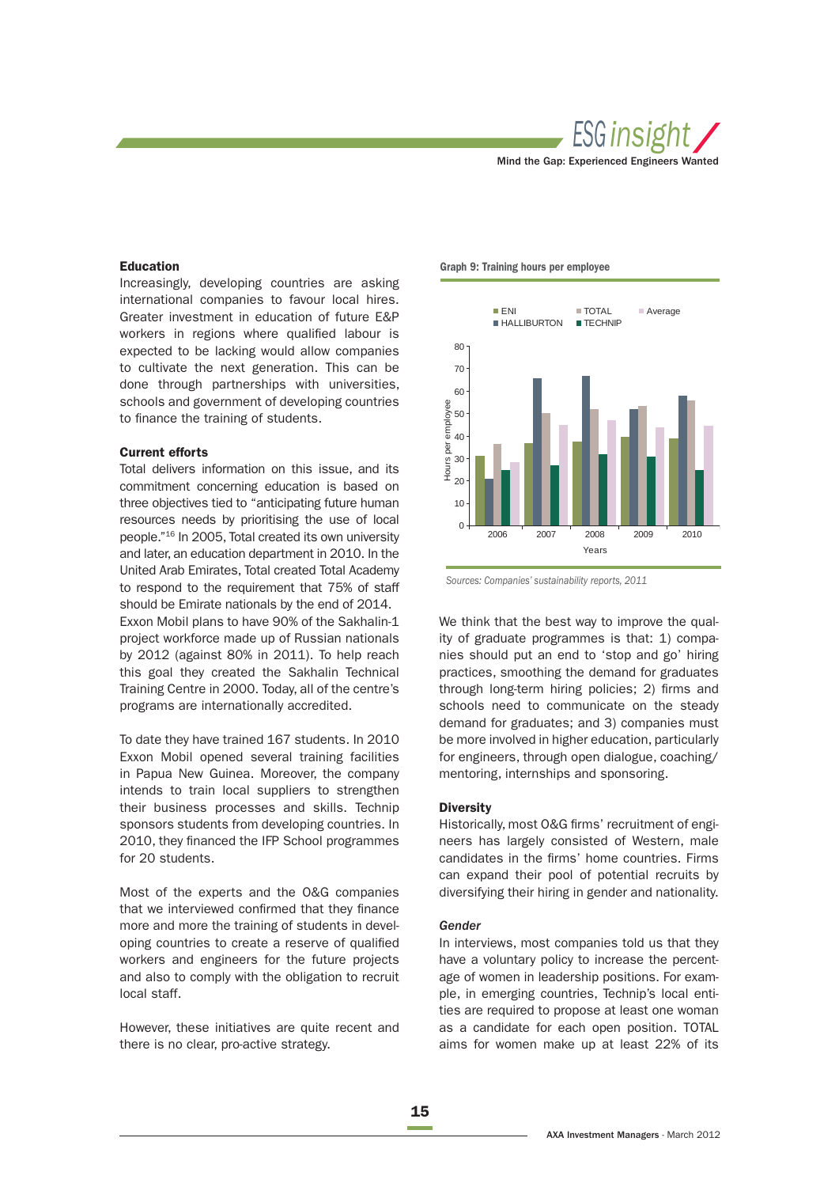### Education

Increasingly, developing countries are asking international companies to favour local hires. Greater investment in education of future E&P workers in regions where qualified labour is expected to be lacking would allow companies to cultivate the next generation. This can be done through partnerships with universities, schools and government of developing countries to finance the training of students.

### Current efforts

Total delivers information on this issue, and its commitment concerning education is based on three objectives tied to "anticipating future human resources needs by prioritising the use of local people."[16] In 2005, Total created its own university and later, an education department in 2010. In the United Arab Emirates, Total created Total Academy to respond to the requirement that 75% of staff should be Emirate nationals by the end of 2014. Exxon Mobil plans to have 90% of the Sakhalin-1 project workforce made up of Russian nationals by 2012 (against 80% in 2011). To help reach this goal they created the Sakhalin Technical Training Centre in 2000. Today, all of the centre's programs are internationally accredited.

To date they have trained 167 students. In 2010 Exxon Mobil opened several training facilities in Papua New Guinea. Moreover, the company intends to train local suppliers to strengthen their business processes and skills. Technip sponsors students from developing countries. In 2010, they financed the IFP School programmes for 20 students.

Most of the experts and the O&G companies that we interviewed confirmed that they finance more and more the training of students in developing countries to create a reserve of qualified workers and engineers for the future projects and also to comply with the obligation to recruit local staff.

However, these initiatives are quite recent and there is no clear, pro-active strategy.

**Graph 9: Training hours per employee**

| Year | ENI | HALLIBURTON | TOTAL | TECHNIP | Average |
|---|---|---|---|---|---|
| 2006 | 31 | 21 | 36 | 25 | 28 |
| 2007 | 37 | 65 | 50 | 27 | 45 |
| 2008 | 38 | 66 | 52 | 32 | 47 |
| 2009 | 40 | 52 | 53 | 31 | 44 |
| 2010 | 39 | 58 | 56 | 25 | 45 |

*Sources: Companies' sustainability reports, 2011*

We think that the best way to improve the quality of graduate programmes is that: 1) companies should put an end to 'stop and go' hiring practices, smoothing the demand for graduates through long-term hiring policies; 2) firms and schools need to communicate on the steady demand for graduates; and 3) companies must be more involved in higher education, particularly for engineers, through open dialogue, coaching/mentoring, internships and sponsoring.

### Diversity

Historically, most O&G firms' recruitment of engineers has largely consisted of Western, male candidates in the firms' home countries. Firms can expand their pool of potential recruits by diversifying their hiring in gender and nationality.

#### *Gender*

In interviews, most companies told us that they have a voluntary policy to increase the percentage of women in leadership positions. For example, in emerging countries, Technip's local entities are required to propose at least one woman as a candidate for each open position. TOTAL aims for women make up at least 22% of its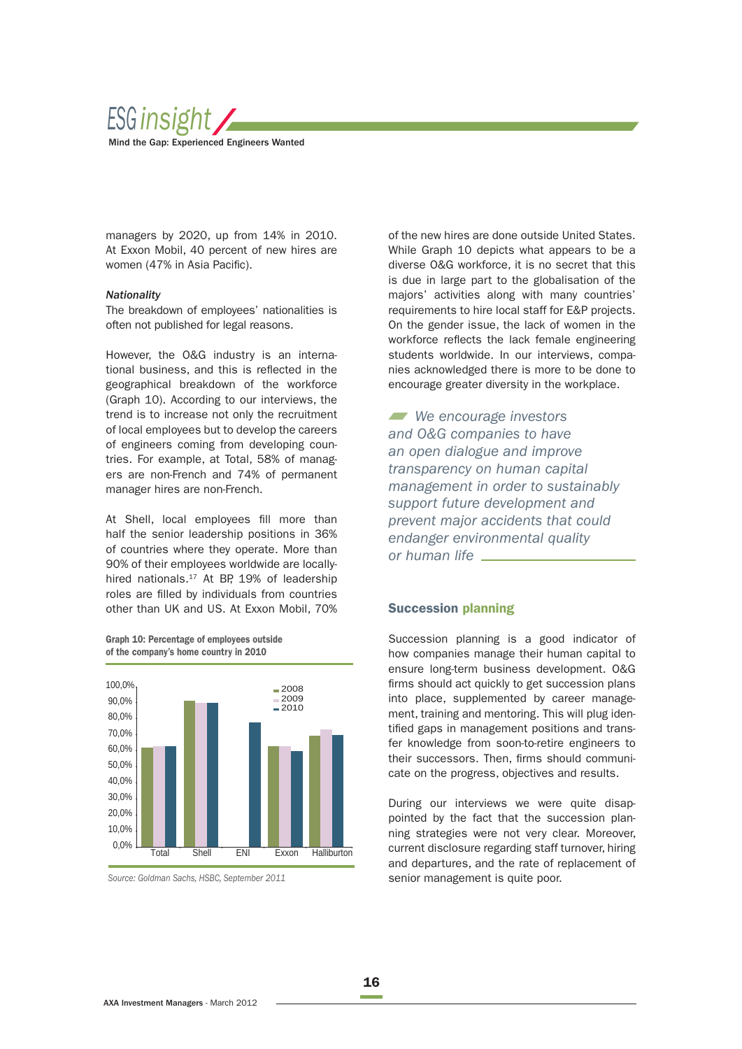managers by 2020, up from 14% in 2010. At Exxon Mobil, 40 percent of new hires are women (47% in Asia Pacific).

*Nationality*

The breakdown of employees' nationalities is often not published for legal reasons.

However, the O&G industry is an international business, and this is reflected in the geographical breakdown of the workforce (Graph 10). According to our interviews, the trend is to increase not only the recruitment of local employees but to develop the careers of engineers coming from developing countries. For example, at Total, 58% of managers are non-French and 74% of permanent manager hires are non-French.

At Shell, local employees fill more than half the senior leadership positions in 36% of countries where they operate. More than 90% of their employees worldwide are locally-hired nationals.[17] At BP, 19% of leadership roles are filled by individuals from countries other than UK and US. At Exxon Mobil, 70% of the new hires are done outside United States. While Graph 10 depicts what appears to be a diverse O&G workforce, it is no secret that this is due in large part to the globalisation of the majors' activities along with many countries' requirements to hire local staff for E&P projects. On the gender issue, the lack of women in the workforce reflects the lack female engineering students worldwide. In our interviews, companies acknowledged there is more to be done to encourage greater diversity in the workplace.

**Graph 10: Percentage of employees outside of the company's home country in 2010**

| | 2008 | 2009 | 2010 |
|---|---|---|---|
| Total | 62% | 63% | 63% |
| Shell | 91% | 90% | 90% |
| ENI | | | 78% |
| Exxon | 63% | 63% | 60% |
| Halliburton | 69% | 73% | 70% |

*Source: Goldman Sachs, HSBC, September 2011*

*We encourage investors and O&G companies to have an open dialogue and improve transparency on human capital management in order to sustainably support future development and prevent major accidents that could endanger environmental quality or human life*

## Succession planning

Succession planning is a good indicator of how companies manage their human capital to ensure long-term business development. O&G firms should act quickly to get succession plans into place, supplemented by career management, training and mentoring. This will plug identified gaps in management positions and transfer knowledge from soon-to-retire engineers to their successors. Then, firms should communicate on the progress, objectives and results.

During our interviews we were quite disappointed by the fact that the succession planning strategies were not very clear. Moreover, current disclosure regarding staff turnover, hiring and departures, and the rate of replacement of senior management is quite poor.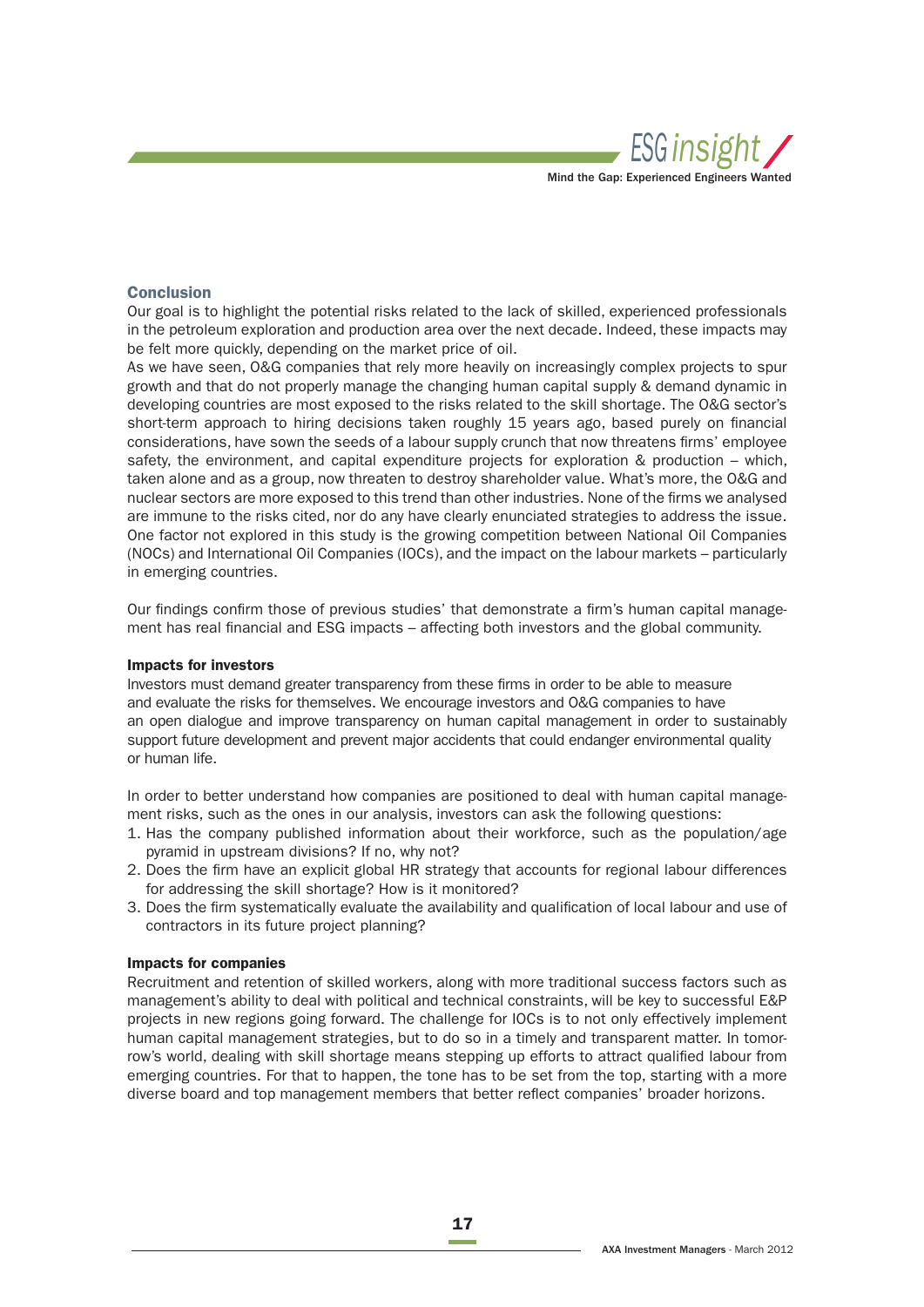## Conclusion

Our goal is to highlight the potential risks related to the lack of skilled, experienced professionals in the petroleum exploration and production area over the next decade. Indeed, these impacts may be felt more quickly, depending on the market price of oil.

As we have seen, O&G companies that rely more heavily on increasingly complex projects to spur growth and that do not properly manage the changing human capital supply & demand dynamic in developing countries are most exposed to the risks related to the skill shortage. The O&G sector's short-term approach to hiring decisions taken roughly 15 years ago, based purely on financial considerations, have sown the seeds of a labour supply crunch that now threatens firms' employee safety, the environment, and capital expenditure projects for exploration & production – which, taken alone and as a group, now threaten to destroy shareholder value. What's more, the O&G and nuclear sectors are more exposed to this trend than other industries. None of the firms we analysed are immune to the risks cited, nor do any have clearly enunciated strategies to address the issue. One factor not explored in this study is the growing competition between National Oil Companies (NOCs) and International Oil Companies (IOCs), and the impact on the labour markets – particularly in emerging countries.

Our findings confirm those of previous studies' that demonstrate a firm's human capital management has real financial and ESG impacts – affecting both investors and the global community.

### Impacts for investors

Investors must demand greater transparency from these firms in order to be able to measure and evaluate the risks for themselves. We encourage investors and O&G companies to have an open dialogue and improve transparency on human capital management in order to sustainably support future development and prevent major accidents that could endanger environmental quality or human life.

In order to better understand how companies are positioned to deal with human capital management risks, such as the ones in our analysis, investors can ask the following questions:

1. Has the company published information about their workforce, such as the population/age pyramid in upstream divisions? If no, why not?
2. Does the firm have an explicit global HR strategy that accounts for regional labour differences for addressing the skill shortage? How is it monitored?
3. Does the firm systematically evaluate the availability and qualification of local labour and use of contractors in its future project planning?

### Impacts for companies

Recruitment and retention of skilled workers, along with more traditional success factors such as management's ability to deal with political and technical constraints, will be key to successful E&P projects in new regions going forward. The challenge for IOCs is to not only effectively implement human capital management strategies, but to do so in a timely and transparent matter. In tomorrow's world, dealing with skill shortage means stepping up efforts to attract qualified labour from emerging countries. For that to happen, the tone has to be set from the top, starting with a more diverse board and top management members that better reflect companies' broader horizons.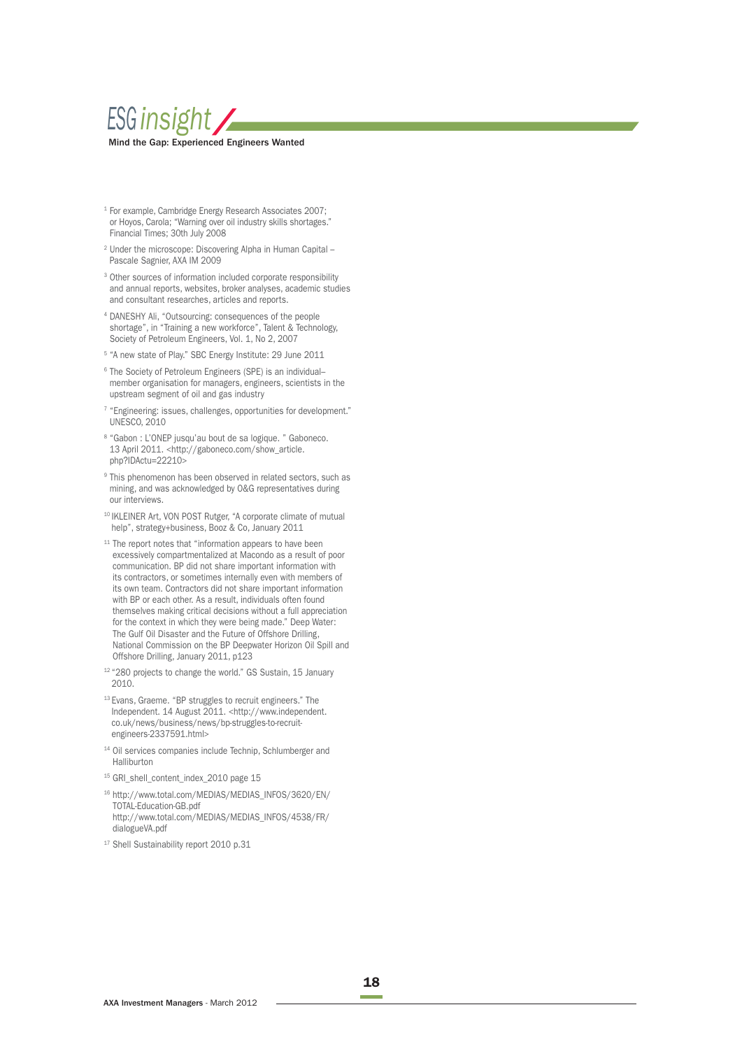[1] For example, Cambridge Energy Research Associates 2007; or Hoyos, Carola; "Warning over oil industry skills shortages." Financial Times; 30th July 2008

[2] Under the microscope: Discovering Alpha in Human Capital – Pascale Sagnier, AXA IM 2009

[3] Other sources of information included corporate responsibility and annual reports, websites, broker analyses, academic studies and consultant researches, articles and reports.

[4] DANESHY Ali, "Outsourcing: consequences of the people shortage", in "Training a new workforce", Talent & Technology, Society of Petroleum Engineers, Vol. 1, No 2, 2007

[5] "A new state of Play." SBC Energy Institute: 29 June 2011

[6] The Society of Petroleum Engineers (SPE) is an individual–member organisation for managers, engineers, scientists in the upstream segment of oil and gas industry

[7] "Engineering: issues, challenges, opportunities for development." UNESCO, 2010

[8] "Gabon : L'ONEP jusqu'au bout de sa logique. " Gaboneco. 13 April 2011. <http://gaboneco.com/show_article.php?IDActu=22210>

[9] This phenomenon has been observed in related sectors, such as mining, and was acknowledged by O&G representatives during our interviews.

[10] IKLEINER Art, VON POST Rutger, "A corporate climate of mutual help", strategy+business, Booz & Co, January 2011

[11] The report notes that "information appears to have been excessively compartmentalized at Macondo as a result of poor communication. BP did not share important information with its contractors, or sometimes internally even with members of its own team. Contractors did not share important information with BP or each other. As a result, individuals often found themselves making critical decisions without a full appreciation for the context in which they were being made." Deep Water: The Gulf Oil Disaster and the Future of Offshore Drilling, National Commission on the BP Deepwater Horizon Oil Spill and Offshore Drilling, January 2011, p123

[12] "280 projects to change the world." GS Sustain, 15 January 2010.

[13] Evans, Graeme. "BP struggles to recruit engineers." The Independent. 14 August 2011. <http://www.independent.co.uk/news/business/news/bp-struggles-to-recruit-engineers-2337591.html>

[14] Oil services companies include Technip, Schlumberger and Halliburton

[15] GRI_shell_content_index_2010 page 15

[16] http://www.total.com/MEDIAS/MEDIAS_INFOS/3620/EN/TOTAL-Education-GB.pdf
http://www.total.com/MEDIAS/MEDIAS_INFOS/4538/FR/dialogueVA.pdf

[17] Shell Sustainability report 2010 p.31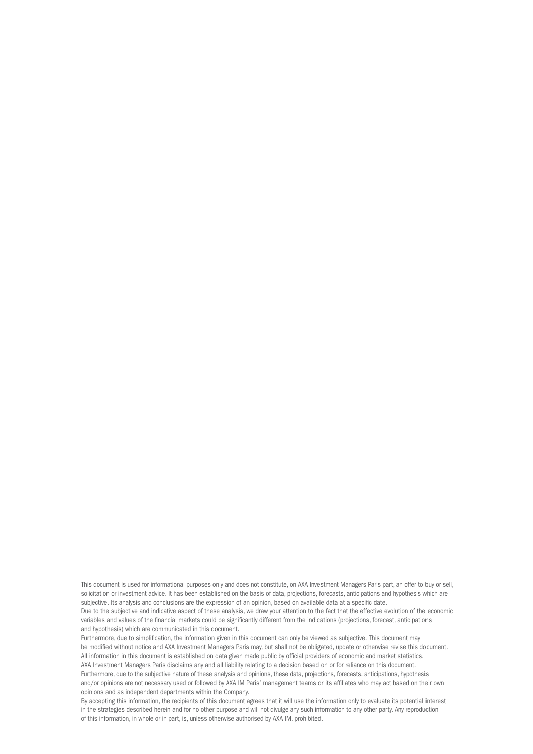This document is used for informational purposes only and does not constitute, on AXA Investment Managers Paris part, an offer to buy or sell, solicitation or investment advice. It has been established on the basis of data, projections, forecasts, anticipations and hypothesis which are subjective. Its analysis and conclusions are the expression of an opinion, based on available data at a specific date.

Due to the subjective and indicative aspect of these analysis, we draw your attention to the fact that the effective evolution of the economic variables and values of the financial markets could be significantly different from the indications (projections, forecast, anticipations and hypothesis) which are communicated in this document.

Furthermore, due to simplification, the information given in this document can only be viewed as subjective. This document may be modified without notice and AXA Investment Managers Paris may, but shall not be obligated, update or otherwise revise this document. All information in this document is established on data given made public by official providers of economic and market statistics. AXA Investment Managers Paris disclaims any and all liability relating to a decision based on or for reliance on this document. Furthermore, due to the subjective nature of these analysis and opinions, these data, projections, forecasts, anticipations, hypothesis and/or opinions are not necessary used or followed by AXA IM Paris' management teams or its affiliates who may act based on their own opinions and as independent departments within the Company.

By accepting this information, the recipients of this document agrees that it will use the information only to evaluate its potential interest in the strategies described herein and for no other purpose and will not divulge any such information to any other party. Any reproduction of this information, in whole or in part, is, unless otherwise authorised by AXA IM, prohibited.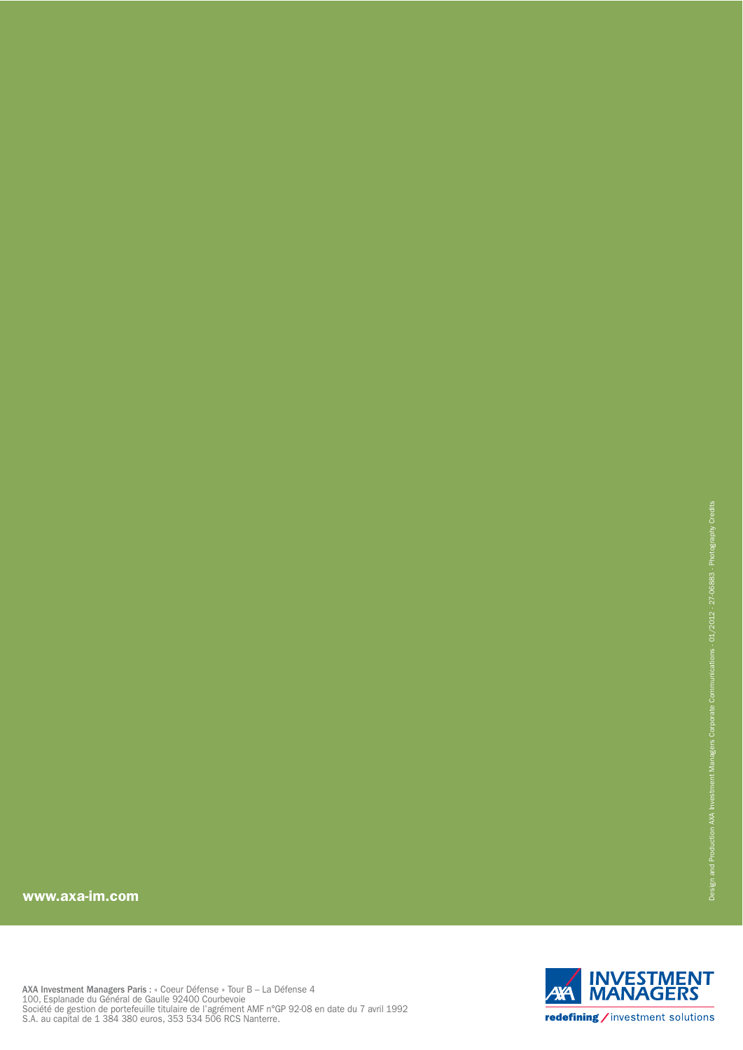www.axa-im.com

Design and Production AXA Investment Managers Corporate Communications · 01/2012 · 27-06883 · Photography Credits

**AXA Investment Managers Paris :** « Coeur Défense » Tour B – La Défense 4
100, Esplanade du Général de Gaulle 92400 Courbevoie
Société de gestion de portefeuille titulaire de l'agrément AMF n°GP 92-08 en date du 7 avril 1992
S.A. au capital de 1 384 380 euros, 353 534 506 RCS Nanterre.

AXA INVESTMENT MANAGERS
redefining / investment solutions